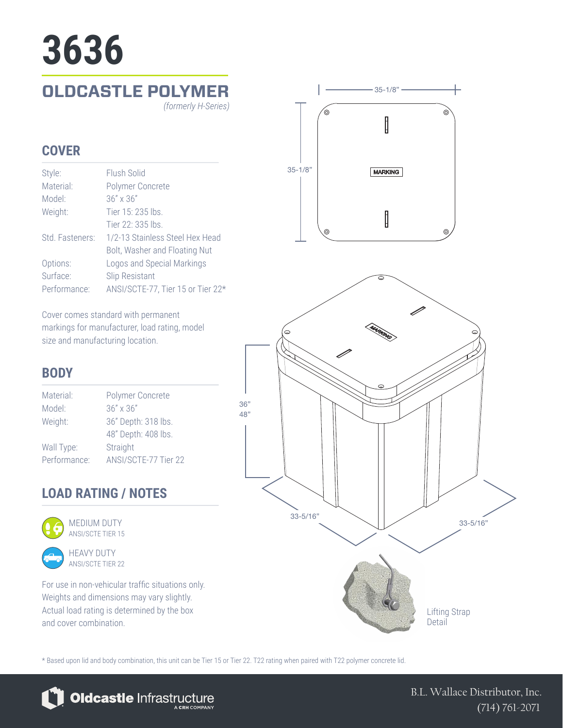# 3636

## OLDCASTLE POLYMER

*(formerly H-Series)*

### COVER

| | |
|---|---|
| Style: | Flush Solid |
| Material: | Polymer Concrete |
| Model: | 36" x 36" |
| Weight: | Tier 15: 235 lbs.<br>Tier 22: 335 lbs. |
| Std. Fasteners: | 1/2-13 Stainless Steel Hex Head Bolt, Washer and Floating Nut |
| Options: | Logos and Special Markings |
| Surface: | Slip Resistant |
| Performance: | ANSI/SCTE-77, Tier 15 or Tier 22* |

Cover comes standard with permanent markings for manufacturer, load rating, model size and manufacturing location.

### BODY

| | |
|---|---|
| Material: | Polymer Concrete |
| Model: | 36" x 36" |
| Weight: | 36" Depth: 318 lbs.<br>48" Depth: 408 lbs. |
| Wall Type: | Straight |
| Performance: | ANSI/SCTE-77 Tier 22 |

### LOAD RATING / NOTES

MEDIUM DUTY
ANSI/SCTE TIER 15

HEAVY DUTY
ANSI/SCTE TIER 22

For use in non-vehicular traffic situations only. Weights and dimensions may vary slightly. Actual load rating is determined by the box and cover combination.

35-1/8"

35-1/8"

MARKING

36"
48"

33-5/16"

33-5/16"

Lifting Strap Detail

\* Based upon lid and body combination, this unit can be Tier 15 or Tier 22. T22 rating when paired with T22 polymer concrete lid.

Oldcastle Infrastructure
A CRH COMPANY

B.L. Wallace Distributor, Inc.
(714) 761-2071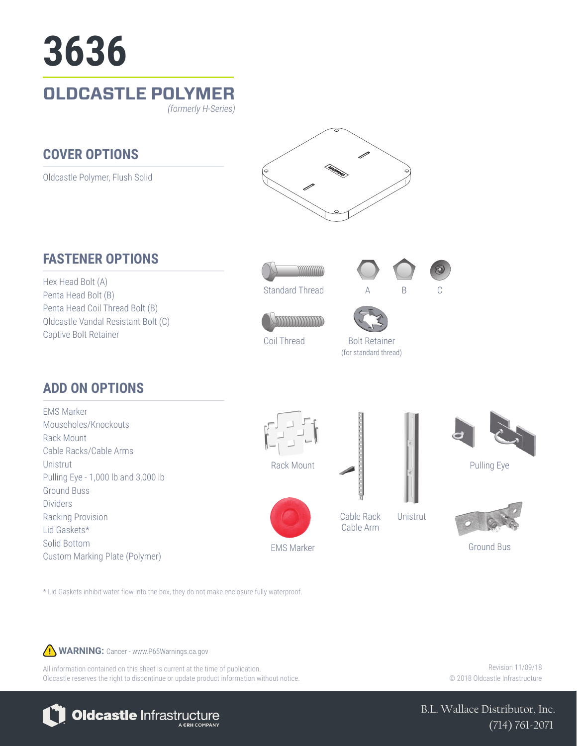# 3636

## OLDCASTLE POLYMER

*(formerly H-Series)*

## COVER OPTIONS

Oldcastle Polymer, Flush Solid

## FASTENER OPTIONS

Hex Head Bolt (A)
Penta Head Bolt (B)
Penta Head Coil Thread Bolt (B)
Oldcastle Vandal Resistant Bolt (C)
Captive Bolt Retainer

Standard Thread
A
B
C
Coil Thread
Bolt Retainer
(for standard thread)

## ADD ON OPTIONS

EMS Marker
Mouseholes/Knockouts
Rack Mount
Cable Racks/Cable Arms
Unistrut
Pulling Eye - 1,000 lb and 3,000 lb
Ground Buss
Dividers
Racking Provision
Lid Gaskets*
Solid Bottom
Custom Marking Plate (Polymer)

Rack Mount
Pulling Eye
Cable Rack
Cable Arm
Unistrut
EMS Marker
Ground Bus

* Lid Gaskets inhibit water flow into the box, they do not make enclosure fully waterproof.

**WARNING:** Cancer - www.P65Warnings.ca.gov

All information contained on this sheet is current at the time of publication.
Oldcastle reserves the right to discontinue or update product information without notice.

Revision 11/09/18
© 2018 Oldcastle Infrastructure

Oldcastle Infrastructure
A CRH COMPANY

B.L. Wallace Distributor, Inc.
(714) 761-2071